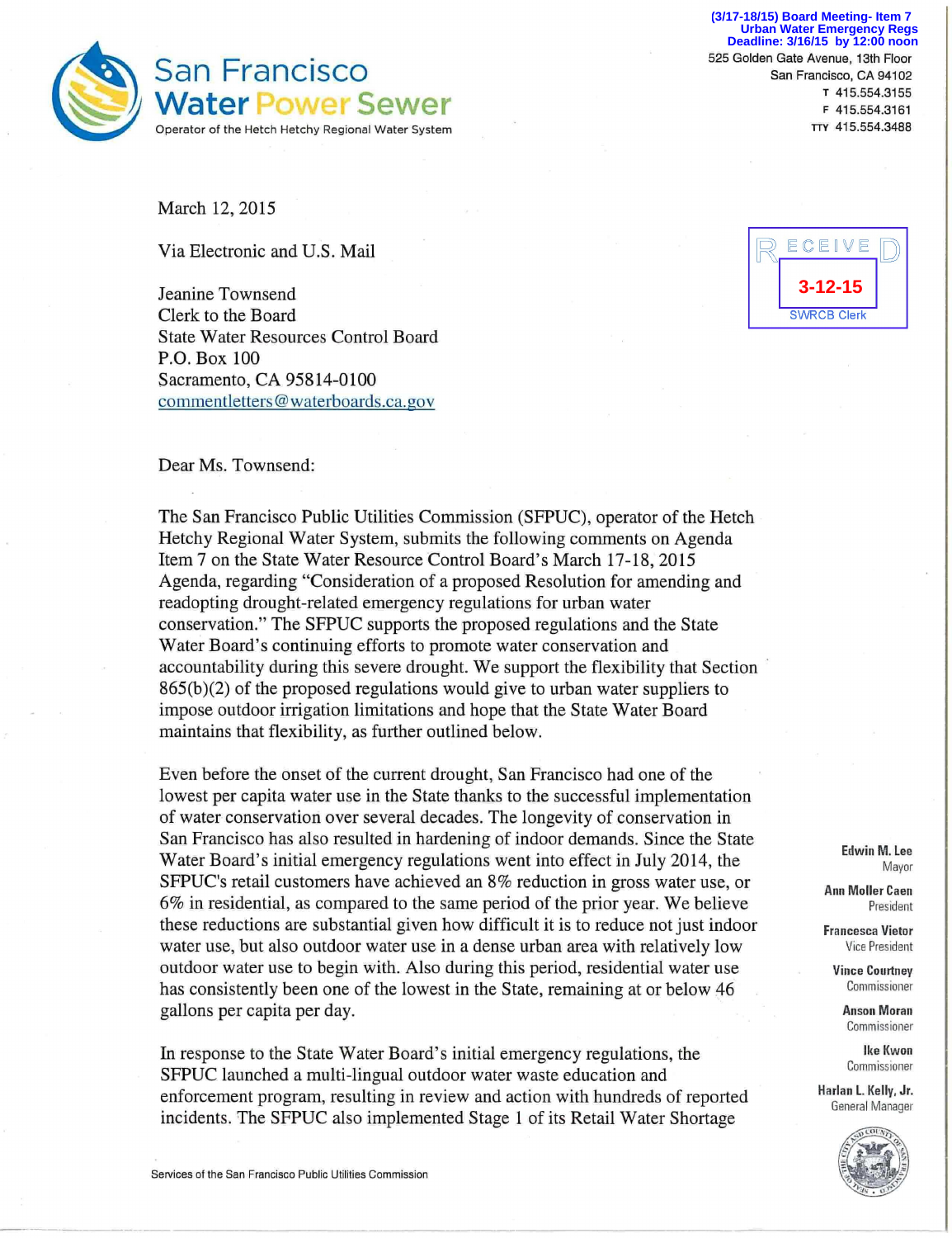(3/17-18/15) Board Meeting- Item 7
Urban Water Emergency Regs
Deadline: 3/16/15 by 12:00 noon

**San Francisco Water Power Sewer**

Operator of the Hetch Hetchy Regional Water System

525 Golden Gate Avenue, 13th Floor
San Francisco, CA 94102
T 415.554.3155
F 415.554.3161
TTY 415.554.3488

RECEIVED
3-12-15
SWRCB Clerk

March 12, 2015

Via Electronic and U.S. Mail

Jeanine Townsend
Clerk to the Board
State Water Resources Control Board
P.O. Box 100
Sacramento, CA 95814-0100
commentletters@waterboards.ca.gov

Dear Ms. Townsend:

The San Francisco Public Utilities Commission (SFPUC), operator of the Hetch Hetchy Regional Water System, submits the following comments on Agenda Item 7 on the State Water Resource Control Board's March 17-18, 2015 Agenda, regarding "Consideration of a proposed Resolution for amending and readopting drought-related emergency regulations for urban water conservation." The SFPUC supports the proposed regulations and the State Water Board's continuing efforts to promote water conservation and accountability during this severe drought. We support the flexibility that Section 865(b)(2) of the proposed regulations would give to urban water suppliers to impose outdoor irrigation limitations and hope that the State Water Board maintains that flexibility, as further outlined below.

Even before the onset of the current drought, San Francisco had one of the lowest per capita water use in the State thanks to the successful implementation of water conservation over several decades. The longevity of conservation in San Francisco has also resulted in hardening of indoor demands. Since the State Water Board's initial emergency regulations went into effect in July 2014, the SFPUC's retail customers have achieved an 8% reduction in gross water use, or 6% in residential, as compared to the same period of the prior year. We believe these reductions are substantial given how difficult it is to reduce not just indoor water use, but also outdoor water use in a dense urban area with relatively low outdoor water use to begin with. Also during this period, residential water use has consistently been one of the lowest in the State, remaining at or below 46 gallons per capita per day.

In response to the State Water Board's initial emergency regulations, the SFPUC launched a multi-lingual outdoor water waste education and enforcement program, resulting in review and action with hundreds of reported incidents. The SFPUC also implemented Stage 1 of its Retail Water Shortage

Edwin M. Lee
Mayor

Ann Moller Caen
President

Francesca Vietor
Vice President

Vince Courtney
Commissioner

Anson Moran
Commissioner

Ike Kwon
Commissioner

Harlan L. Kelly, Jr.
General Manager

Services of the San Francisco Public Utilities Commission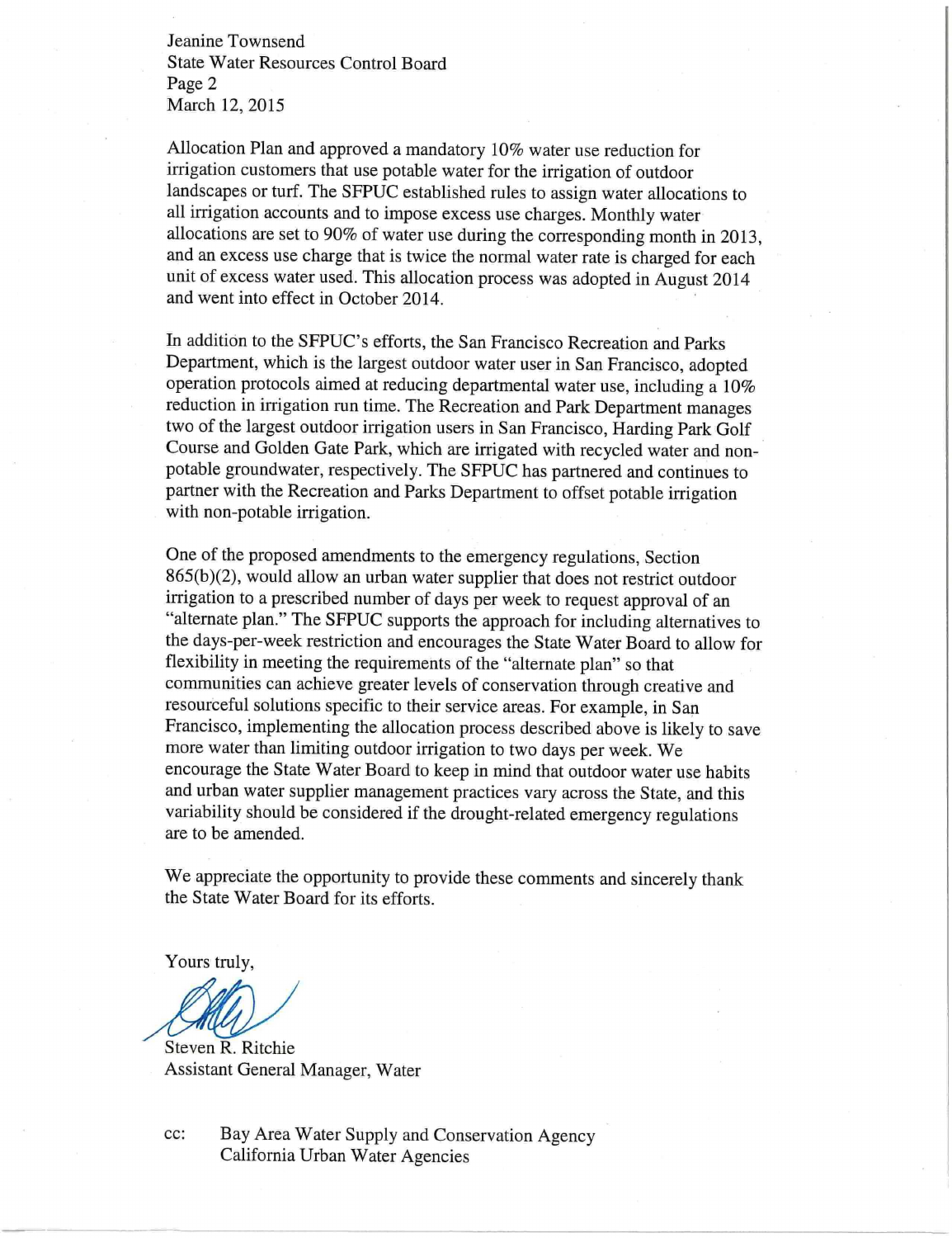Allocation Plan and approved a mandatory 10% water use reduction for irrigation customers that use potable water for the irrigation of outdoor landscapes or turf. The SFPUC established rules to assign water allocations to all irrigation accounts and to impose excess use charges. Monthly water allocations are set to 90% of water use during the corresponding month in 2013, and an excess use charge that is twice the normal water rate is charged for each unit of excess water used. This allocation process was adopted in August 2014 and went into effect in October 2014.

In addition to the SFPUC's efforts, the San Francisco Recreation and Parks Department, which is the largest outdoor water user in San Francisco, adopted operation protocols aimed at reducing departmental water use, including a 10% reduction in irrigation run time. The Recreation and Park Department manages two of the largest outdoor irrigation users in San Francisco, Harding Park Golf Course and Golden Gate Park, which are irrigated with recycled water and non-potable groundwater, respectively. The SFPUC has partnered and continues to partner with the Recreation and Parks Department to offset potable irrigation with non-potable irrigation.

One of the proposed amendments to the emergency regulations, Section 865(b)(2), would allow an urban water supplier that does not restrict outdoor irrigation to a prescribed number of days per week to request approval of an "alternate plan." The SFPUC supports the approach for including alternatives to the days-per-week restriction and encourages the State Water Board to allow for flexibility in meeting the requirements of the "alternate plan" so that communities can achieve greater levels of conservation through creative and resourceful solutions specific to their service areas. For example, in San Francisco, implementing the allocation process described above is likely to save more water than limiting outdoor irrigation to two days per week. We encourage the State Water Board to keep in mind that outdoor water use habits and urban water supplier management practices vary across the State, and this variability should be considered if the drought-related emergency regulations are to be amended.

We appreciate the opportunity to provide these comments and sincerely thank the State Water Board for its efforts.

Yours truly,

Steven R. Ritchie
Assistant General Manager, Water

cc: Bay Area Water Supply and Conservation Agency
California Urban Water Agencies